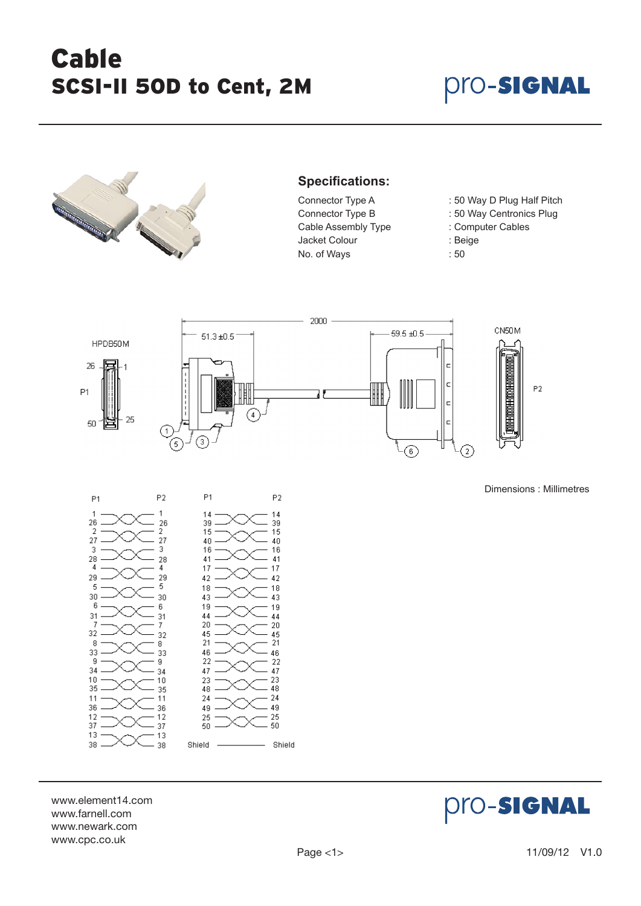# Cable
## SCSI-II 50D to Cent, 2M

pro-SIGNAL

## Specifications:

| | |
|---|---|
| Connector Type A | : 50 Way D Plug Half Pitch |
| Connector Type B | : 50 Way Centronics Plug |
| Cable Assembly Type | : Computer Cables |
| Jacket Colour | : Beige |
| No. of Ways | : 50 |

HPDB50M — P1 (26, 1, 50, 25)

2000 — 51.3 ±0.5 — 59.5 ±0.5

CN50M — P2

Dimensions : Millimetres

| P1 | P2 | P1 | P2 |
|---|---|---|---|
| 1 | 1 | 14 | 14 |
| 26 | 26 | 39 | 39 |
| 2 | 2 | 15 | 15 |
| 27 | 27 | 40 | 40 |
| 3 | 3 | 16 | 16 |
| 28 | 28 | 41 | 41 |
| 4 | 4 | 17 | 17 |
| 29 | 29 | 42 | 42 |
| 5 | 5 | 18 | 18 |
| 30 | 30 | 43 | 43 |
| 6 | 6 | 19 | 19 |
| 31 | 31 | 44 | 44 |
| 7 | 7 | 20 | 20 |
| 32 | 32 | 45 | 45 |
| 8 | 8 | 21 | 21 |
| 33 | 33 | 46 | 46 |
| 9 | 9 | 22 | 22 |
| 34 | 34 | 47 | 47 |
| 10 | 10 | 23 | 23 |
| 35 | 35 | 48 | 48 |
| 11 | 11 | 24 | 24 |
| 36 | 36 | 49 | 49 |
| 12 | 12 | 25 | 25 |
| 37 | 37 | 50 | 50 |
| 13 | 13 | Shield | Shield |
| 38 | 38 | | |

www.element14.com
www.farnell.com
www.newark.com
www.cpc.co.uk

11/09/12 V1.0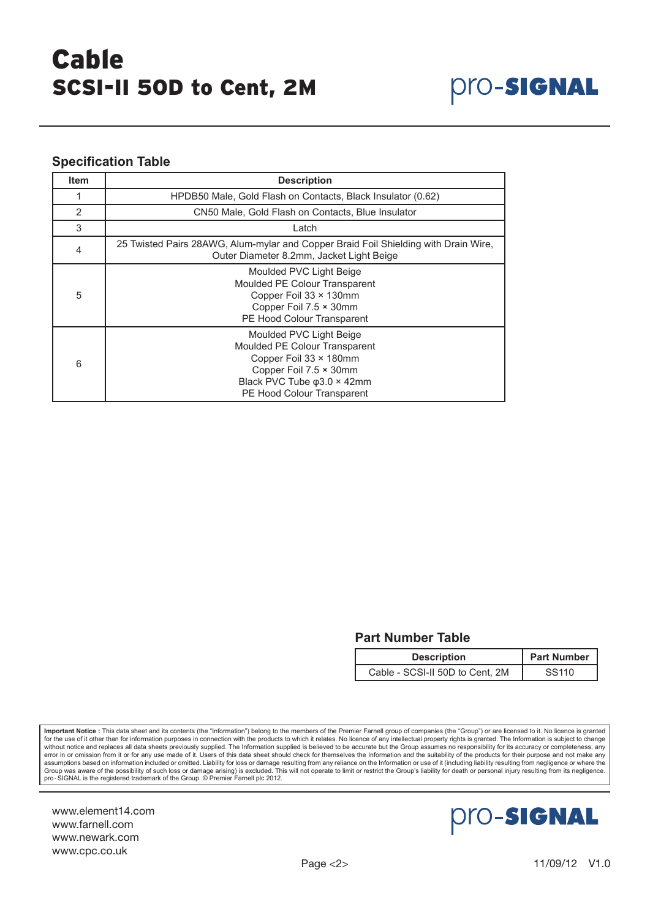# Cable
## SCSI-II 50D to Cent, 2M

pro-SIGNAL

### Specification Table

| Item | Description |
|---|---|
| 1 | HPDB50 Male, Gold Flash on Contacts, Black Insulator (0.62) |
| 2 | CN50 Male, Gold Flash on Contacts, Blue Insulator |
| 3 | Latch |
| 4 | 25 Twisted Pairs 28AWG, Alum-mylar and Copper Braid Foil Shielding with Drain Wire, Outer Diameter 8.2mm, Jacket Light Beige |
| 5 | Moulded PVC Light Beige<br>Moulded PE Colour Transparent<br>Copper Foil 33 × 130mm<br>Copper Foil 7.5 × 30mm<br>PE Hood Colour Transparent |
| 6 | Moulded PVC Light Beige<br>Moulded PE Colour Transparent<br>Copper Foil 33 × 180mm<br>Copper Foil 7.5 × 30mm<br>Black PVC Tube φ3.0 × 42mm<br>PE Hood Colour Transparent |

### Part Number Table

| Description | Part Number |
|---|---|
| Cable - SCSI-II 50D to Cent, 2M | SS110 |

**Important Notice :** This data sheet and its contents (the "Information") belong to the members of the Premier Farnell group of companies (the "Group") or are licensed to it. No licence is granted for the use of it other than for information purposes in connection with the products to which it relates. No licence of any intellectual property rights is granted. The Information is subject to change without notice and replaces all data sheets previously supplied. The Information supplied is believed to be accurate but the Group assumes no responsibility for its accuracy or completeness, any error in or omission from it or for any use made of it. Users of this data sheet should check for themselves the Information and the suitability of the products for their purpose and not make any assumptions based on information included or omitted. Liability for loss or damage resulting from any reliance on the Information or use of it (including liability resulting from negligence or where the Group was aware of the possibility of such loss or damage arising) is excluded. This will not operate to limit or restrict the Group's liability for death or personal injury resulting from its negligence. pro-SIGNAL is the registered trademark of the Group. © Premier Farnell plc 2012.

www.element14.com
www.farnell.com
www.newark.com
www.cpc.co.uk

pro-SIGNAL

11/09/12 V1.0